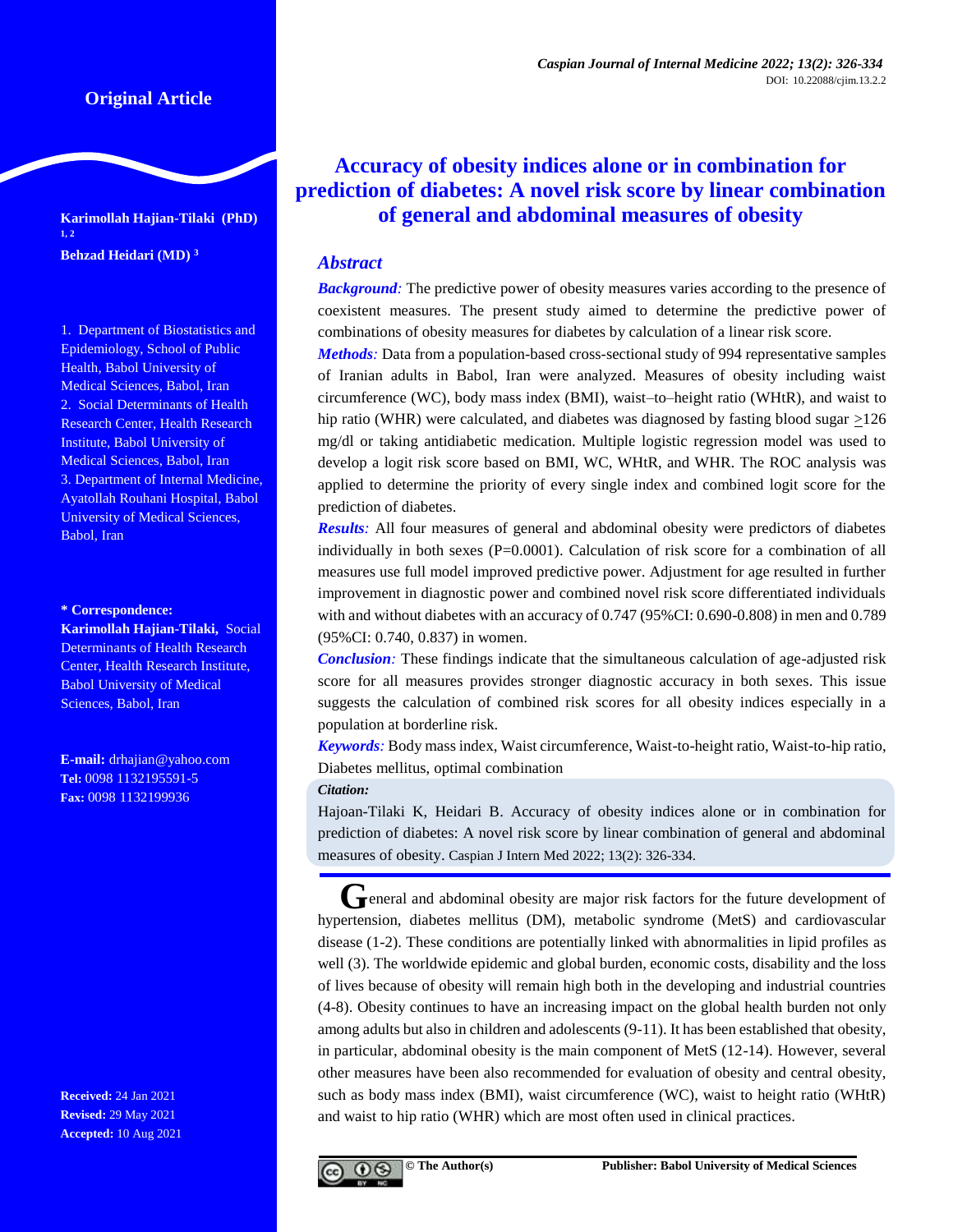Original Article

# Accuracy of obesity indices alone or in combination for prediction of diabetes: A novel risk score by linear combination of general and abdominal measures of obesity

**Karimollah Hajian-Tilaki (PhD)** [1, 2]

**Behzad Heidari (MD)** [3]

1. Department of Biostatistics and Epidemiology, School of Public Health, Babol University of Medical Sciences, Babol, Iran
2. Social Determinants of Health Research Center, Health Research Institute, Babol University of Medical Sciences, Babol, Iran
3. Department of Internal Medicine, Ayatollah Rouhani Hospital, Babol University of Medical Sciences, Babol, Iran

**\* Correspondence:**
**Karimollah Hajian-Tilaki,** Social Determinants of Health Research Center, Health Research Institute, Babol University of Medical Sciences, Babol, Iran

**E-mail:** drhajian@yahoo.com
**Tel:** 0098 1132195591-5
**Fax:** 0098 1132199936

**Received:** 24 Jan 2021
**Revised:** 29 May 2021
**Accepted:** 10 Aug 2021

## Abstract

***Background:*** The predictive power of obesity measures varies according to the presence of coexistent measures. The present study aimed to determine the predictive power of combinations of obesity measures for diabetes by calculation of a linear risk score.

***Methods:*** Data from a population-based cross-sectional study of 994 representative samples of Iranian adults in Babol, Iran were analyzed. Measures of obesity including waist circumference (WC), body mass index (BMI), waist–to–height ratio (WHtR), and waist to hip ratio (WHR) were calculated, and diabetes was diagnosed by fasting blood sugar ≥126 mg/dl or taking antidiabetic medication. Multiple logistic regression model was used to develop a logit risk score based on BMI, WC, WHtR, and WHR. The ROC analysis was applied to determine the priority of every single index and combined logit score for the prediction of diabetes.

***Results:*** All four measures of general and abdominal obesity were predictors of diabetes individually in both sexes (P=0.0001). Calculation of risk score for a combination of all measures use full model improved predictive power. Adjustment for age resulted in further improvement in diagnostic power and combined novel risk score differentiated individuals with and without diabetes with an accuracy of 0.747 (95%CI: 0.690-0.808) in men and 0.789 (95%CI: 0.740, 0.837) in women.

***Conclusion:*** These findings indicate that the simultaneous calculation of age-adjusted risk score for all measures provides stronger diagnostic accuracy in both sexes. This issue suggests the calculation of combined risk scores for all obesity indices especially in a population at borderline risk.

***Keywords:*** Body mass index, Waist circumference, Waist-to-height ratio, Waist-to-hip ratio, Diabetes mellitus, optimal combination

***Citation:***

Hajoan-Tilaki K, Heidari B. Accuracy of obesity indices alone or in combination for prediction of diabetes: A novel risk score by linear combination of general and abdominal measures of obesity. Caspian J Intern Med 2022; 13(2): 326-334.

General and abdominal obesity are major risk factors for the future development of hypertension, diabetes mellitus (DM), metabolic syndrome (MetS) and cardiovascular disease (1-2). These conditions are potentially linked with abnormalities in lipid profiles as well (3). The worldwide epidemic and global burden, economic costs, disability and the loss of lives because of obesity will remain high both in the developing and industrial countries (4-8). Obesity continues to have an increasing impact on the global health burden not only among adults but also in children and adolescents (9-11). It has been established that obesity, in particular, abdominal obesity is the main component of MetS (12-14). However, several other measures have been also recommended for evaluation of obesity and central obesity, such as body mass index (BMI), waist circumference (WC), waist to height ratio (WHtR) and waist to hip ratio (WHR) which are most often used in clinical practices.

© The Author(s) Publisher: Babol University of Medical Sciences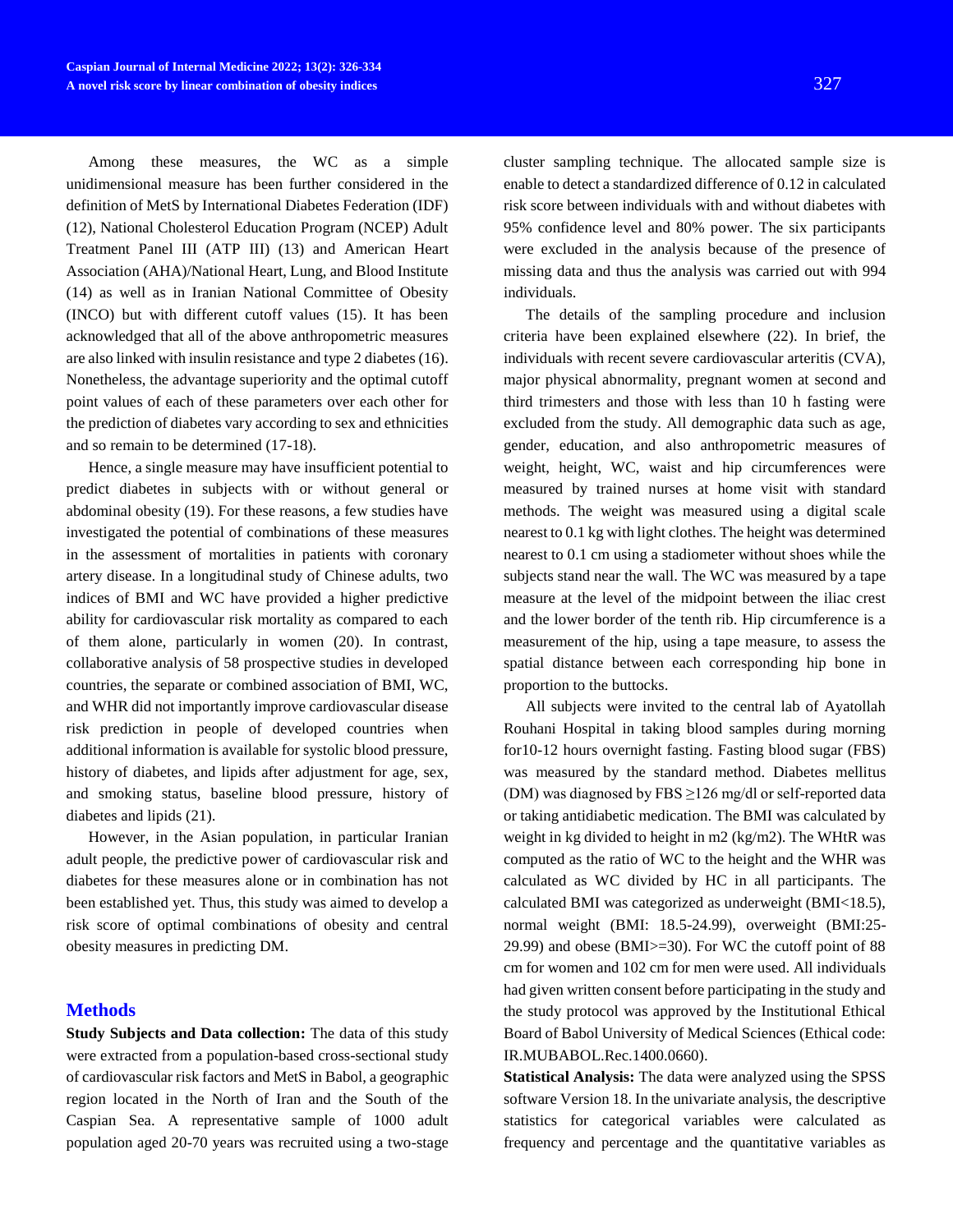Among these measures, the WC as a simple unidimensional measure has been further considered in the definition of MetS by International Diabetes Federation (IDF) (12), National Cholesterol Education Program (NCEP) Adult Treatment Panel III (ATP III) (13) and American Heart Association (AHA)/National Heart, Lung, and Blood Institute (14) as well as in Iranian National Committee of Obesity (INCO) but with different cutoff values (15). It has been acknowledged that all of the above anthropometric measures are also linked with insulin resistance and type 2 diabetes (16). Nonetheless, the advantage superiority and the optimal cutoff point values of each of these parameters over each other for the prediction of diabetes vary according to sex and ethnicities and so remain to be determined (17-18).

Hence, a single measure may have insufficient potential to predict diabetes in subjects with or without general or abdominal obesity (19). For these reasons, a few studies have investigated the potential of combinations of these measures in the assessment of mortalities in patients with coronary artery disease. In a longitudinal study of Chinese adults, two indices of BMI and WC have provided a higher predictive ability for cardiovascular risk mortality as compared to each of them alone, particularly in women (20). In contrast, collaborative analysis of 58 prospective studies in developed countries, the separate or combined association of BMI, WC, and WHR did not importantly improve cardiovascular disease risk prediction in people of developed countries when additional information is available for systolic blood pressure, history of diabetes, and lipids after adjustment for age, sex, and smoking status, baseline blood pressure, history of diabetes and lipids (21).

However, in the Asian population, in particular Iranian adult people, the predictive power of cardiovascular risk and diabetes for these measures alone or in combination has not been established yet. Thus, this study was aimed to develop a risk score of optimal combinations of obesity and central obesity measures in predicting DM.

## Methods

**Study Subjects and Data collection:** The data of this study were extracted from a population-based cross-sectional study of cardiovascular risk factors and MetS in Babol, a geographic region located in the North of Iran and the South of the Caspian Sea. A representative sample of 1000 adult population aged 20-70 years was recruited using a two-stage cluster sampling technique. The allocated sample size is enable to detect a standardized difference of 0.12 in calculated risk score between individuals with and without diabetes with 95% confidence level and 80% power. The six participants were excluded in the analysis because of the presence of missing data and thus the analysis was carried out with 994 individuals.

The details of the sampling procedure and inclusion criteria have been explained elsewhere (22). In brief, the individuals with recent severe cardiovascular arteritis (CVA), major physical abnormality, pregnant women at second and third trimesters and those with less than 10 h fasting were excluded from the study. All demographic data such as age, gender, education, and also anthropometric measures of weight, height, WC, waist and hip circumferences were measured by trained nurses at home visit with standard methods. The weight was measured using a digital scale nearest to 0.1 kg with light clothes. The height was determined nearest to 0.1 cm using a stadiometer without shoes while the subjects stand near the wall. The WC was measured by a tape measure at the level of the midpoint between the iliac crest and the lower border of the tenth rib. Hip circumference is a measurement of the hip, using a tape measure, to assess the spatial distance between each corresponding hip bone in proportion to the buttocks.

All subjects were invited to the central lab of Ayatollah Rouhani Hospital in taking blood samples during morning for10-12 hours overnight fasting. Fasting blood sugar (FBS) was measured by the standard method. Diabetes mellitus (DM) was diagnosed by FBS ≥126 mg/dl or self-reported data or taking antidiabetic medication. The BMI was calculated by weight in kg divided to height in m2 (kg/m2). The WHtR was computed as the ratio of WC to the height and the WHR was calculated as WC divided by HC in all participants. The calculated BMI was categorized as underweight (BMI<18.5), normal weight (BMI: 18.5-24.99), overweight (BMI:25-29.99) and obese (BMI>=30). For WC the cutoff point of 88 cm for women and 102 cm for men were used. All individuals had given written consent before participating in the study and the study protocol was approved by the Institutional Ethical Board of Babol University of Medical Sciences (Ethical code: IR.MUBABOL.Rec.1400.0660).

**Statistical Analysis:** The data were analyzed using the SPSS software Version 18. In the univariate analysis, the descriptive statistics for categorical variables were calculated as frequency and percentage and the quantitative variables as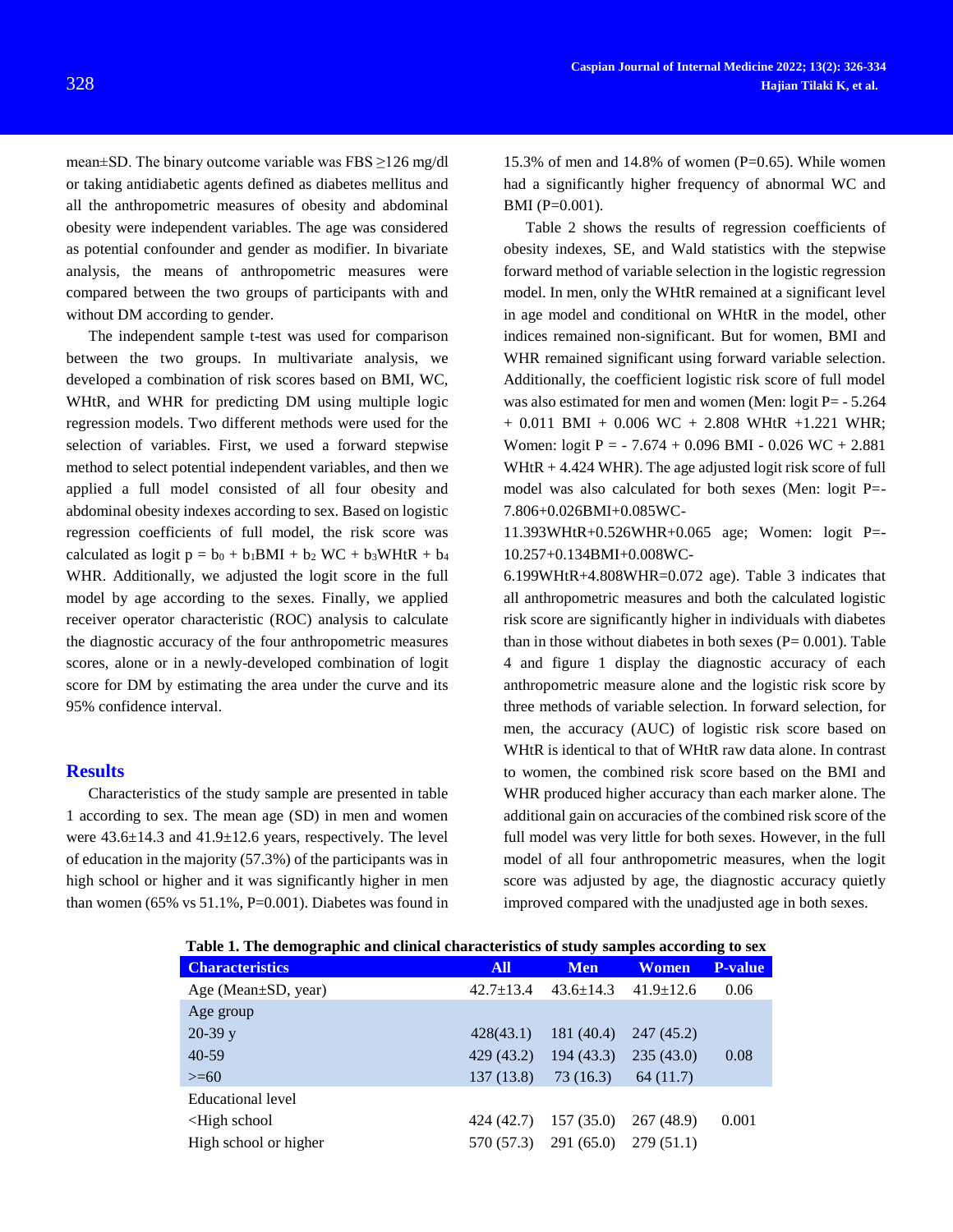mean±SD. The binary outcome variable was FBS ≥126 mg/dl or taking antidiabetic agents defined as diabetes mellitus and all the anthropometric measures of obesity and abdominal obesity were independent variables. The age was considered as potential confounder and gender as modifier. In bivariate analysis, the means of anthropometric measures were compared between the two groups of participants with and without DM according to gender.

The independent sample t-test was used for comparison between the two groups. In multivariate analysis, we developed a combination of risk scores based on BMI, WC, WHtR, and WHR for predicting DM using multiple logic regression models. Two different methods were used for the selection of variables. First, we used a forward stepwise method to select potential independent variables, and then we applied a full model consisted of all four obesity and abdominal obesity indexes according to sex. Based on logistic regression coefficients of full model, the risk score was calculated as logit $p = b_0 + b_1\text{BMI} + b_2\text{ WC} + b_3\text{WHtR} + b_4\text{ WHR}$. Additionally, we adjusted the logit score in the full model by age according to the sexes. Finally, we applied receiver operator characteristic (ROC) analysis to calculate the diagnostic accuracy of the four anthropometric measures scores, alone or in a newly-developed combination of logit score for DM by estimating the area under the curve and its 95% confidence interval.

## Results

Characteristics of the study sample are presented in table 1 according to sex. The mean age (SD) in men and women were 43.6±14.3 and 41.9±12.6 years, respectively. The level of education in the majority (57.3%) of the participants was in high school or higher and it was significantly higher in men than women (65% vs 51.1%, P=0.001). Diabetes was found in 15.3% of men and 14.8% of women (P=0.65). While women had a significantly higher frequency of abnormal WC and BMI (P=0.001).

Table 2 shows the results of regression coefficients of obesity indexes, SE, and Wald statistics with the stepwise forward method of variable selection in the logistic regression model. In men, only the WHtR remained at a significant level in age model and conditional on WHtR in the model, other indices remained non-significant. But for women, BMI and WHR remained significant using forward variable selection. Additionally, the coefficient logistic risk score of full model was also estimated for men and women (Men: logit P= - 5.264 + 0.011 BMI + 0.006 WC + 2.808 WHtR +1.221 WHR; Women: logit P = - 7.674 + 0.096 BMI - 0.026 WC + 2.881 WHtR + 4.424 WHR). The age adjusted logit risk score of full model was also calculated for both sexes (Men: logit P=-7.806+0.026BMI+0.085WC-11.393WHtR+0.526WHR+0.065 age; Women: logit P=-10.257+0.134BMI+0.008WC-6.199WHtR+4.808WHR=0.072 age). Table 3 indicates that all anthropometric measures and both the calculated logistic risk score are significantly higher in individuals with diabetes than in those without diabetes in both sexes (P= 0.001). Table 4 and figure 1 display the diagnostic accuracy of each anthropometric measure alone and the logistic risk score by three methods of variable selection. In forward selection, for men, the accuracy (AUC) of logistic risk score based on WHtR is identical to that of WHtR raw data alone. In contrast to women, the combined risk score based on the BMI and WHR produced higher accuracy than each marker alone. The additional gain on accuracies of the combined risk score of the full model was very little for both sexes. However, in the full model of all four anthropometric measures, when the logit score was adjusted by age, the diagnostic accuracy quietly improved compared with the unadjusted age in both sexes.

**Table 1. The demographic and clinical characteristics of study samples according to sex**

| Characteristics | All | Men | Women | P-value |
|---|---|---|---|---|
| Age (Mean±SD, year) | 42.7±13.4 | 43.6±14.3 | 41.9±12.6 | 0.06 |
| Age group | | | | |
| 20-39 y | 428(43.1) | 181 (40.4) | 247 (45.2) | |
| 40-59 | 429 (43.2) | 194 (43.3) | 235 (43.0) | 0.08 |
| >=60 | 137 (13.8) | 73 (16.3) | 64 (11.7) | |
| Educational level | | | | |
| <High school | 424 (42.7) | 157 (35.0) | 267 (48.9) | 0.001 |
| High school or higher | 570 (57.3) | 291 (65.0) | 279 (51.1) | |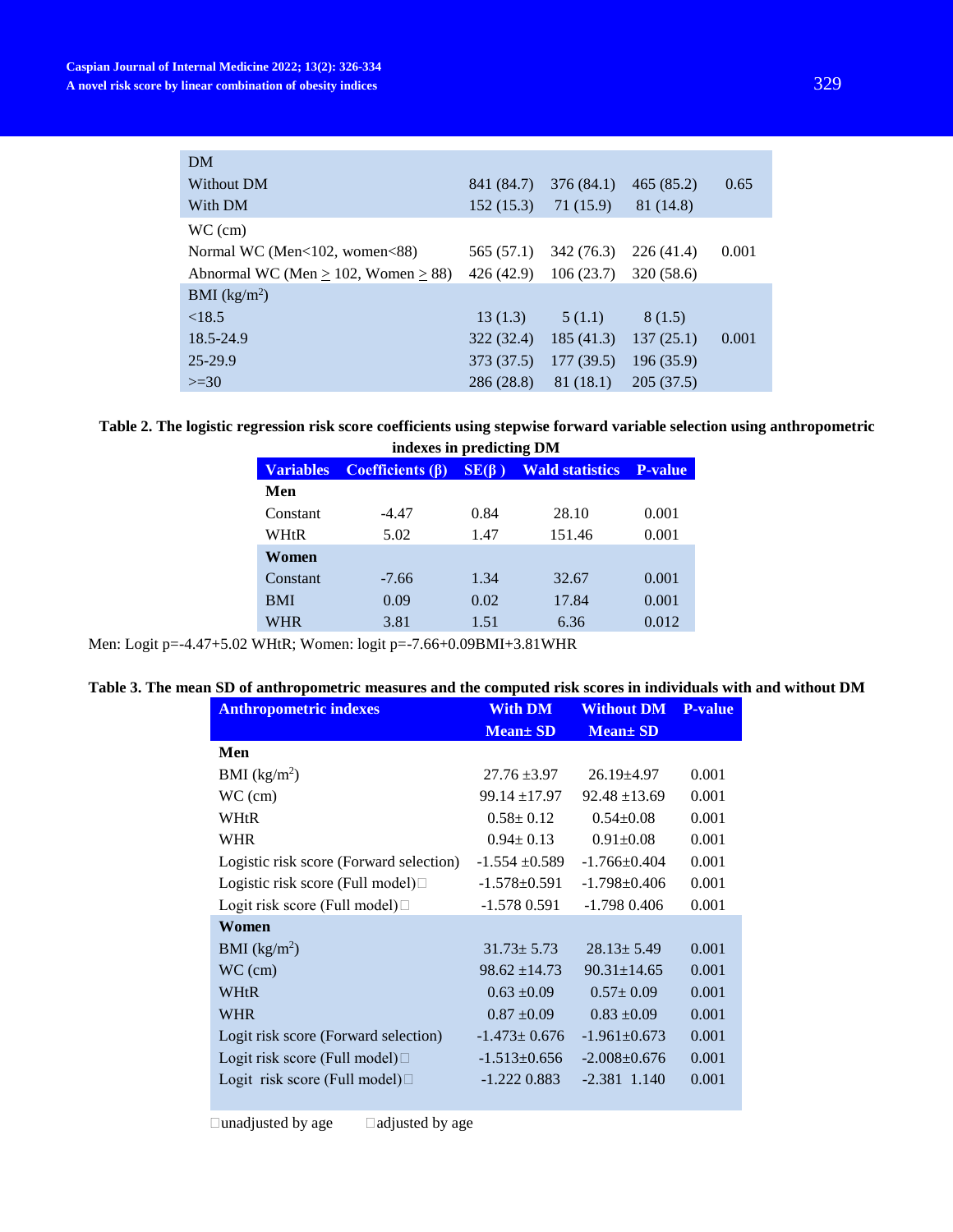| | | | | |
|---|---|---|---|---|
| DM | | | | |
| Without DM | 841 (84.7) | 376 (84.1) | 465 (85.2) | 0.65 |
| With DM | 152 (15.3) | 71 (15.9) | 81 (14.8) | |
| WC (cm) | | | | |
| Normal WC (Men<102, women<88) | 565 (57.1) | 342 (76.3) | 226 (41.4) | 0.001 |
| Abnormal WC (Men ≥ 102, Women ≥ 88) | 426 (42.9) | 106 (23.7) | 320 (58.6) | |
| BMI (kg/m$^2$) | | | | |
| <18.5 | 13 (1.3) | 5 (1.1) | 8 (1.5) | |
| 18.5-24.9 | 322 (32.4) | 185 (41.3) | 137 (25.1) | 0.001 |
| 25-29.9 | 373 (37.5) | 177 (39.5) | 196 (35.9) | |
| >=30 | 286 (28.8) | 81 (18.1) | 205 (37.5) | |

**Table 2. The logistic regression risk score coefficients using stepwise forward variable selection using anthropometric indexes in predicting DM**

| Variables | Coefficients (β) | SE(β ) | Wald statistics | P-value |
|---|---|---|---|---|
| **Men** | | | | |
| Constant | -4.47 | 0.84 | 28.10 | 0.001 |
| WHtR | 5.02 | 1.47 | 151.46 | 0.001 |
| **Women** | | | | |
| Constant | -7.66 | 1.34 | 32.67 | 0.001 |
| BMI | 0.09 | 0.02 | 17.84 | 0.001 |
| WHR | 3.81 | 1.51 | 6.36 | 0.012 |

Men: Logit p=-4.47+5.02 WHtR; Women: logit p=-7.66+0.09BMI+3.81WHR

**Table 3. The mean SD of anthropometric measures and the computed risk scores in individuals with and without DM**

| Anthropometric indexes | With DM Mean± SD | Without DM Mean± SD | P-value |
|---|---|---|---|
| **Men** | | | |
| BMI (kg/m$^2$) | 27.76 ±3.97 | 26.19±4.97 | 0.001 |
| WC (cm) | 99.14 ±17.97 | 92.48 ±13.69 | 0.001 |
| WHtR | 0.58± 0.12 | 0.54±0.08 | 0.001 |
| WHR | 0.94± 0.13 | 0.91±0.08 | 0.001 |
| Logistic risk score (Forward selection) | -1.554 ±0.589 | -1.766±0.404 | 0.001 |
| Logistic risk score (Full model)□ | -1.578±0.591 | -1.798±0.406 | 0.001 |
| Logit risk score (Full model)□ | -1.578 0.591 | -1.798 0.406 | 0.001 |
| **Women** | | | |
| BMI (kg/m$^2$) | 31.73± 5.73 | 28.13± 5.49 | 0.001 |
| WC (cm) | 98.62 ±14.73 | 90.31±14.65 | 0.001 |
| WHtR | 0.63 ±0.09 | 0.57± 0.09 | 0.001 |
| WHR | 0.87 ±0.09 | 0.83 ±0.09 | 0.001 |
| Logit risk score (Forward selection) | -1.473± 0.676 | -1.961±0.673 | 0.001 |
| Logit risk score (Full model)□ | -1.513±0.656 | -2.008±0.676 | 0.001 |
| Logit risk score (Full model)□ | -1.222 0.883 | -2.381 1.140 | 0.001 |

□unadjusted by age □adjusted by age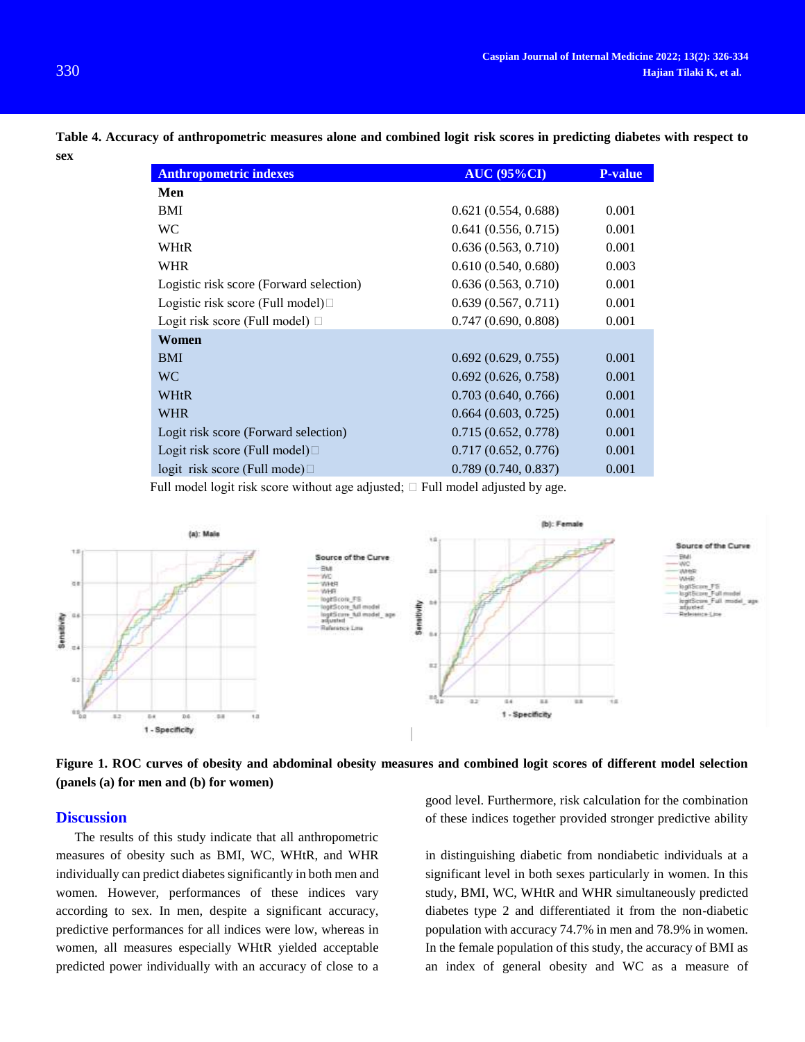**Table 4. Accuracy of anthropometric measures alone and combined logit risk scores in predicting diabetes with respect to sex**

| Anthropometric indexes | AUC (95%CI) | P-value |
|---|---|---|
| **Men** | | |
| BMI | 0.621 (0.554, 0.688) | 0.001 |
| WC | 0.641 (0.556, 0.715) | 0.001 |
| WHtR | 0.636 (0.563, 0.710) | 0.001 |
| WHR | 0.610 (0.540, 0.680) | 0.003 |
| Logistic risk score (Forward selection) | 0.636 (0.563, 0.710) | 0.001 |
| Logistic risk score (Full model)□ | 0.639 (0.567, 0.711) | 0.001 |
| Logit risk score (Full model) □ | 0.747 (0.690, 0.808) | 0.001 |
| **Women** | | |
| BMI | 0.692 (0.629, 0.755) | 0.001 |
| WC | 0.692 (0.626, 0.758) | 0.001 |
| WHtR | 0.703 (0.640, 0.766) | 0.001 |
| WHR | 0.664 (0.603, 0.725) | 0.001 |
| Logit risk score (Forward selection) | 0.715 (0.652, 0.778) | 0.001 |
| Logit risk score (Full model)□ | 0.717 (0.652, 0.776) | 0.001 |
| logit risk score (Full mode)□ | 0.789 (0.740, 0.837) | 0.001 |

Full model logit risk score without age adjusted; □ Full model adjusted by age.

**Figure 1. ROC curves of obesity and abdominal obesity measures and combined logit scores of different model selection (panels (a) for men and (b) for women)**

## Discussion

The results of this study indicate that all anthropometric measures of obesity such as BMI, WC, WHtR, and WHR individually can predict diabetes significantly in both men and women. However, performances of these indices vary according to sex. In men, despite a significant accuracy, predictive performances for all indices were low, whereas in women, all measures especially WHtR yielded acceptable predicted power individually with an accuracy of close to a good level. Furthermore, risk calculation for the combination of these indices together provided stronger predictive ability in distinguishing diabetic from nondiabetic individuals at a significant level in both sexes particularly in women. In this study, BMI, WC, WHtR and WHR simultaneously predicted diabetes type 2 and differentiated it from the non-diabetic population with accuracy 74.7% in men and 78.9% in women. In the female population of this study, the accuracy of BMI as an index of general obesity and WC as a measure of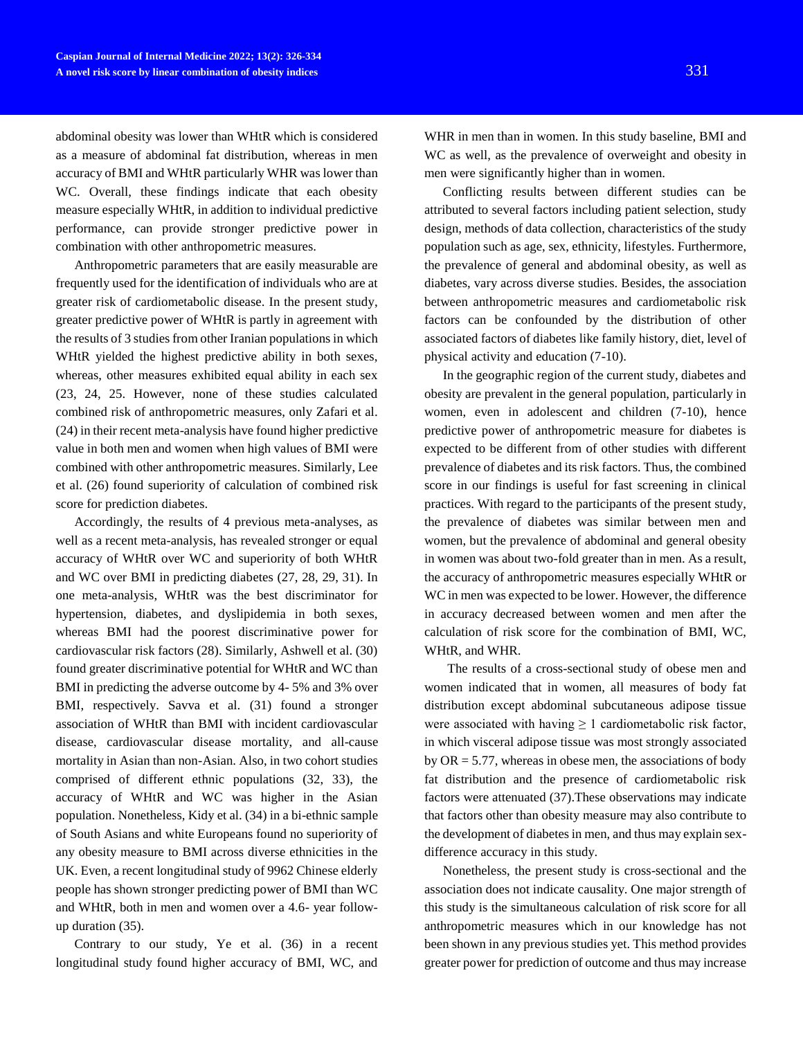abdominal obesity was lower than WHtR which is considered as a measure of abdominal fat distribution, whereas in men accuracy of BMI and WHtR particularly WHR was lower than WC. Overall, these findings indicate that each obesity measure especially WHtR, in addition to individual predictive performance, can provide stronger predictive power in combination with other anthropometric measures.

Anthropometric parameters that are easily measurable are frequently used for the identification of individuals who are at greater risk of cardiometabolic disease. In the present study, greater predictive power of WHtR is partly in agreement with the results of 3 studies from other Iranian populations in which WHtR yielded the highest predictive ability in both sexes, whereas, other measures exhibited equal ability in each sex (23, 24, 25. However, none of these studies calculated combined risk of anthropometric measures, only Zafari et al. (24) in their recent meta-analysis have found higher predictive value in both men and women when high values of BMI were combined with other anthropometric measures. Similarly, Lee et al. (26) found superiority of calculation of combined risk score for prediction diabetes.

Accordingly, the results of 4 previous meta-analyses, as well as a recent meta-analysis, has revealed stronger or equal accuracy of WHtR over WC and superiority of both WHtR and WC over BMI in predicting diabetes (27, 28, 29, 31). In one meta-analysis, WHtR was the best discriminator for hypertension, diabetes, and dyslipidemia in both sexes, whereas BMI had the poorest discriminative power for cardiovascular risk factors (28). Similarly, Ashwell et al. (30) found greater discriminative potential for WHtR and WC than BMI in predicting the adverse outcome by 4- 5% and 3% over BMI, respectively. Savva et al. (31) found a stronger association of WHtR than BMI with incident cardiovascular disease, cardiovascular disease mortality, and all-cause mortality in Asian than non-Asian. Also, in two cohort studies comprised of different ethnic populations (32, 33), the accuracy of WHtR and WC was higher in the Asian population. Nonetheless, Kidy et al. (34) in a bi-ethnic sample of South Asians and white Europeans found no superiority of any obesity measure to BMI across diverse ethnicities in the UK. Even, a recent longitudinal study of 9962 Chinese elderly people has shown stronger predicting power of BMI than WC and WHtR, both in men and women over a 4.6- year follow-up duration (35).

Contrary to our study, Ye et al. (36) in a recent longitudinal study found higher accuracy of BMI, WC, and WHR in men than in women. In this study baseline, BMI and WC as well, as the prevalence of overweight and obesity in men were significantly higher than in women.

Conflicting results between different studies can be attributed to several factors including patient selection, study design, methods of data collection, characteristics of the study population such as age, sex, ethnicity, lifestyles. Furthermore, the prevalence of general and abdominal obesity, as well as diabetes, vary across diverse studies. Besides, the association between anthropometric measures and cardiometabolic risk factors can be confounded by the distribution of other associated factors of diabetes like family history, diet, level of physical activity and education (7-10).

In the geographic region of the current study, diabetes and obesity are prevalent in the general population, particularly in women, even in adolescent and children (7-10), hence predictive power of anthropometric measure for diabetes is expected to be different from of other studies with different prevalence of diabetes and its risk factors. Thus, the combined score in our findings is useful for fast screening in clinical practices. With regard to the participants of the present study, the prevalence of diabetes was similar between men and women, but the prevalence of abdominal and general obesity in women was about two-fold greater than in men. As a result, the accuracy of anthropometric measures especially WHtR or WC in men was expected to be lower. However, the difference in accuracy decreased between women and men after the calculation of risk score for the combination of BMI, WC, WHtR, and WHR.

The results of a cross-sectional study of obese men and women indicated that in women, all measures of body fat distribution except abdominal subcutaneous adipose tissue were associated with having $\geq 1$ cardiometabolic risk factor, in which visceral adipose tissue was most strongly associated by OR = 5.77, whereas in obese men, the associations of body fat distribution and the presence of cardiometabolic risk factors were attenuated (37).These observations may indicate that factors other than obesity measure may also contribute to the development of diabetes in men, and thus may explain sex-difference accuracy in this study.

Nonetheless, the present study is cross-sectional and the association does not indicate causality. One major strength of this study is the simultaneous calculation of risk score for all anthropometric measures which in our knowledge has not been shown in any previous studies yet. This method provides greater power for prediction of outcome and thus may increase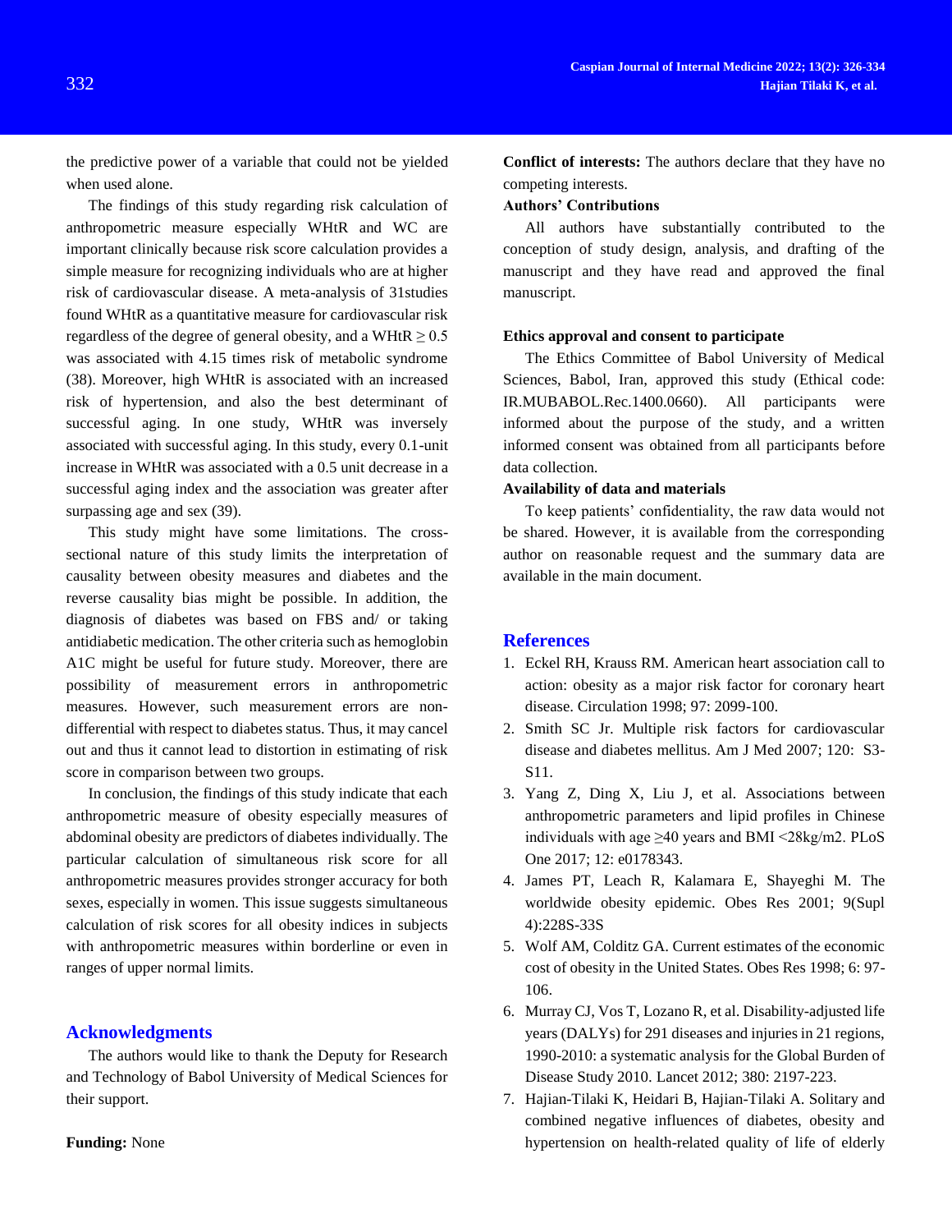the predictive power of a variable that could not be yielded when used alone.

The findings of this study regarding risk calculation of anthropometric measure especially WHtR and WC are important clinically because risk score calculation provides a simple measure for recognizing individuals who are at higher risk of cardiovascular disease. A meta-analysis of 31studies found WHtR as a quantitative measure for cardiovascular risk regardless of the degree of general obesity, and a WHtR $\geq 0.5$ was associated with 4.15 times risk of metabolic syndrome (38). Moreover, high WHtR is associated with an increased risk of hypertension, and also the best determinant of successful aging. In one study, WHtR was inversely associated with successful aging. In this study, every 0.1-unit increase in WHtR was associated with a 0.5 unit decrease in a successful aging index and the association was greater after surpassing age and sex (39).

This study might have some limitations. The cross-sectional nature of this study limits the interpretation of causality between obesity measures and diabetes and the reverse causality bias might be possible. In addition, the diagnosis of diabetes was based on FBS and/ or taking antidiabetic medication. The other criteria such as hemoglobin A1C might be useful for future study. Moreover, there are possibility of measurement errors in anthropometric measures. However, such measurement errors are non-differential with respect to diabetes status. Thus, it may cancel out and thus it cannot lead to distortion in estimating of risk score in comparison between two groups.

In conclusion, the findings of this study indicate that each anthropometric measure of obesity especially measures of abdominal obesity are predictors of diabetes individually. The particular calculation of simultaneous risk score for all anthropometric measures provides stronger accuracy for both sexes, especially in women. This issue suggests simultaneous calculation of risk scores for all obesity indices in subjects with anthropometric measures within borderline or even in ranges of upper normal limits.

## Acknowledgments

The authors would like to thank the Deputy for Research and Technology of Babol University of Medical Sciences for their support.

**Funding:** None

**Conflict of interests:** The authors declare that they have no competing interests.

**Authors' Contributions**

All authors have substantially contributed to the conception of study design, analysis, and drafting of the manuscript and they have read and approved the final manuscript.

**Ethics approval and consent to participate**

The Ethics Committee of Babol University of Medical Sciences, Babol, Iran, approved this study (Ethical code: IR.MUBABOL.Rec.1400.0660). All participants were informed about the purpose of the study, and a written informed consent was obtained from all participants before data collection.

**Availability of data and materials**

To keep patients' confidentiality, the raw data would not be shared. However, it is available from the corresponding author on reasonable request and the summary data are available in the main document.

## References

1. Eckel RH, Krauss RM. American heart association call to action: obesity as a major risk factor for coronary heart disease. Circulation 1998; 97: 2099-100.
2. Smith SC Jr. Multiple risk factors for cardiovascular disease and diabetes mellitus. Am J Med 2007; 120: S3-S11.
3. Yang Z, Ding X, Liu J, et al. Associations between anthropometric parameters and lipid profiles in Chinese individuals with age ≥40 years and BMI <28kg/m2. PLoS One 2017; 12: e0178343.
4. James PT, Leach R, Kalamara E, Shayeghi M. The worldwide obesity epidemic. Obes Res 2001; 9(Supl 4):228S-33S
5. Wolf AM, Colditz GA. Current estimates of the economic cost of obesity in the United States. Obes Res 1998; 6: 97-106.
6. Murray CJ, Vos T, Lozano R, et al. Disability-adjusted life years (DALYs) for 291 diseases and injuries in 21 regions, 1990-2010: a systematic analysis for the Global Burden of Disease Study 2010. Lancet 2012; 380: 2197-223.
7. Hajian-Tilaki K, Heidari B, Hajian-Tilaki A. Solitary and combined negative influences of diabetes, obesity and hypertension on health-related quality of life of elderly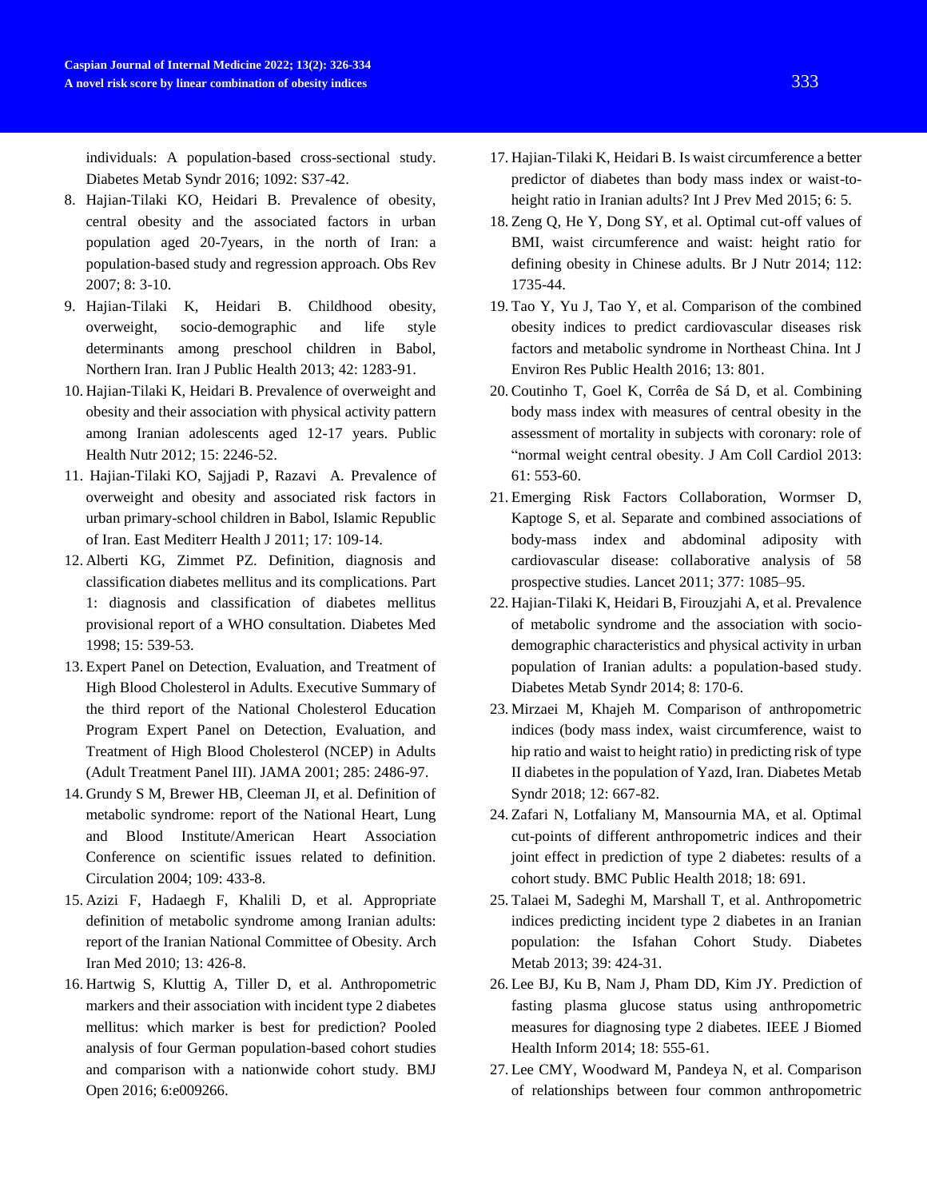individuals: A population-based cross-sectional study. Diabetes Metab Syndr 2016; 1092: S37-42.

8. Hajian-Tilaki KO, Heidari B. Prevalence of obesity, central obesity and the associated factors in urban population aged 20-7years, in the north of Iran: a population-based study and regression approach. Obs Rev 2007; 8: 3-10.
9. Hajian-Tilaki K, Heidari B. Childhood obesity, overweight, socio-demographic and life style determinants among preschool children in Babol, Northern Iran. Iran J Public Health 2013; 42: 1283-91.
10. Hajian-Tilaki K, Heidari B. Prevalence of overweight and obesity and their association with physical activity pattern among Iranian adolescents aged 12-17 years. Public Health Nutr 2012; 15: 2246-52.
11. Hajian-Tilaki KO, Sajjadi P, Razavi A. Prevalence of overweight and obesity and associated risk factors in urban primary-school children in Babol, Islamic Republic of Iran. East Mediterr Health J 2011; 17: 109-14.
12. Alberti KG, Zimmet PZ. Definition, diagnosis and classification diabetes mellitus and its complications. Part 1: diagnosis and classification of diabetes mellitus provisional report of a WHO consultation. Diabetes Med 1998; 15: 539-53.
13. Expert Panel on Detection, Evaluation, and Treatment of High Blood Cholesterol in Adults. Executive Summary of the third report of the National Cholesterol Education Program Expert Panel on Detection, Evaluation, and Treatment of High Blood Cholesterol (NCEP) in Adults (Adult Treatment Panel III). JAMA 2001; 285: 2486-97.
14. Grundy S M, Brewer HB, Cleeman JI, et al. Definition of metabolic syndrome: report of the National Heart, Lung and Blood Institute/American Heart Association Conference on scientific issues related to definition. Circulation 2004; 109: 433-8.
15. Azizi F, Hadaegh F, Khalili D, et al. Appropriate definition of metabolic syndrome among Iranian adults: report of the Iranian National Committee of Obesity. Arch Iran Med 2010; 13: 426-8.
16. Hartwig S, Kluttig A, Tiller D, et al. Anthropometric markers and their association with incident type 2 diabetes mellitus: which marker is best for prediction? Pooled analysis of four German population-based cohort studies and comparison with a nationwide cohort study. BMJ Open 2016; 6:e009266.
17. Hajian-Tilaki K, Heidari B. Is waist circumference a better predictor of diabetes than body mass index or waist-to-height ratio in Iranian adults? Int J Prev Med 2015; 6: 5.
18. Zeng Q, He Y, Dong SY, et al. Optimal cut-off values of BMI, waist circumference and waist: height ratio for defining obesity in Chinese adults. Br J Nutr 2014; 112: 1735-44.
19. Tao Y, Yu J, Tao Y, et al. Comparison of the combined obesity indices to predict cardiovascular diseases risk factors and metabolic syndrome in Northeast China. Int J Environ Res Public Health 2016; 13: 801.
20. Coutinho T, Goel K, Corrêa de Sá D, et al. Combining body mass index with measures of central obesity in the assessment of mortality in subjects with coronary: role of "normal weight central obesity. J Am Coll Cardiol 2013: 61: 553-60.
21. Emerging Risk Factors Collaboration, Wormser D, Kaptoge S, et al. Separate and combined associations of body-mass index and abdominal adiposity with cardiovascular disease: collaborative analysis of 58 prospective studies. Lancet 2011; 377: 1085–95.
22. Hajian-Tilaki K, Heidari B, Firouzjahi A, et al. Prevalence of metabolic syndrome and the association with socio-demographic characteristics and physical activity in urban population of Iranian adults: a population-based study. Diabetes Metab Syndr 2014; 8: 170-6.
23. Mirzaei M, Khajeh M. Comparison of anthropometric indices (body mass index, waist circumference, waist to hip ratio and waist to height ratio) in predicting risk of type II diabetes in the population of Yazd, Iran. Diabetes Metab Syndr 2018; 12: 667-82.
24. Zafari N, Lotfaliany M, Mansournia MA, et al. Optimal cut-points of different anthropometric indices and their joint effect in prediction of type 2 diabetes: results of a cohort study. BMC Public Health 2018; 18: 691.
25. Talaei M, Sadeghi M, Marshall T, et al. Anthropometric indices predicting incident type 2 diabetes in an Iranian population: the Isfahan Cohort Study. Diabetes Metab 2013; 39: 424-31.
26. Lee BJ, Ku B, Nam J, Pham DD, Kim JY. Prediction of fasting plasma glucose status using anthropometric measures for diagnosing type 2 diabetes. IEEE J Biomed Health Inform 2014; 18: 555-61.
27. Lee CMY, Woodward M, Pandeya N, et al. Comparison of relationships between four common anthropometric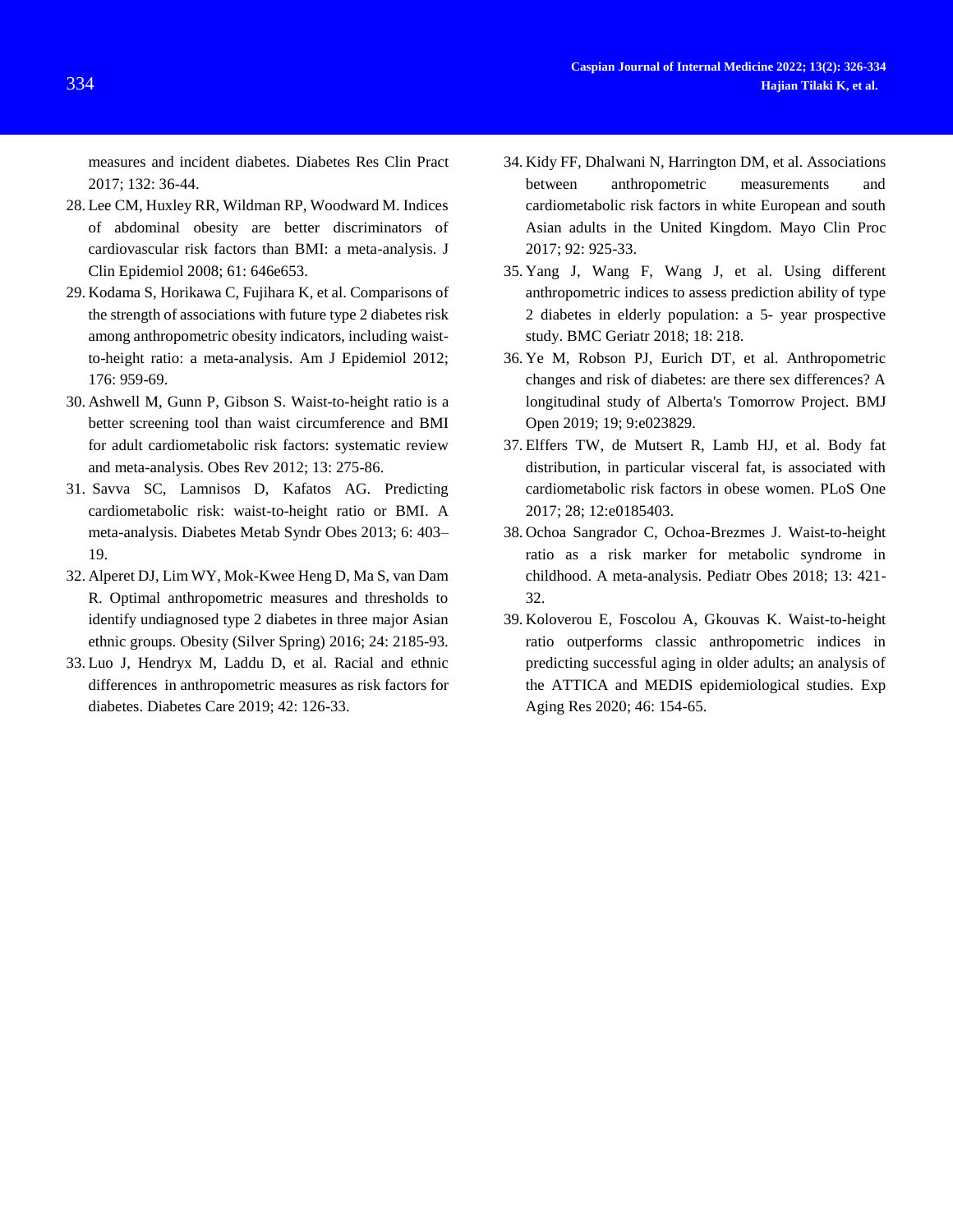measures and incident diabetes. Diabetes Res Clin Pract 2017; 132: 36-44.

28. Lee CM, Huxley RR, Wildman RP, Woodward M. Indices of abdominal obesity are better discriminators of cardiovascular risk factors than BMI: a meta-analysis. J Clin Epidemiol 2008; 61: 646e653.
29. Kodama S, Horikawa C, Fujihara K, et al. Comparisons of the strength of associations with future type 2 diabetes risk among anthropometric obesity indicators, including waist-to-height ratio: a meta-analysis. Am J Epidemiol 2012; 176: 959-69.
30. Ashwell M, Gunn P, Gibson S. Waist-to-height ratio is a better screening tool than waist circumference and BMI for adult cardiometabolic risk factors: systematic review and meta-analysis. Obes Rev 2012; 13: 275-86.
31. Savva SC, Lamnisos D, Kafatos AG. Predicting cardiometabolic risk: waist-to-height ratio or BMI. A meta-analysis. Diabetes Metab Syndr Obes 2013; 6: 403–19.
32. Alperet DJ, Lim WY, Mok-Kwee Heng D, Ma S, van Dam R. Optimal anthropometric measures and thresholds to identify undiagnosed type 2 diabetes in three major Asian ethnic groups. Obesity (Silver Spring) 2016; 24: 2185-93.
33. Luo J, Hendryx M, Laddu D, et al. Racial and ethnic differences in anthropometric measures as risk factors for diabetes. Diabetes Care 2019; 42: 126-33.
34. Kidy FF, Dhalwani N, Harrington DM, et al. Associations between anthropometric measurements and cardiometabolic risk factors in white European and south Asian adults in the United Kingdom. Mayo Clin Proc 2017; 92: 925-33.
35. Yang J, Wang F, Wang J, et al. Using different anthropometric indices to assess prediction ability of type 2 diabetes in elderly population: a 5- year prospective study. BMC Geriatr 2018; 18: 218.
36. Ye M, Robson PJ, Eurich DT, et al. Anthropometric changes and risk of diabetes: are there sex differences? A longitudinal study of Alberta's Tomorrow Project. BMJ Open 2019; 19; 9:e023829.
37. Elffers TW, de Mutsert R, Lamb HJ, et al. Body fat distribution, in particular visceral fat, is associated with cardiometabolic risk factors in obese women. PLoS One 2017; 28; 12:e0185403.
38. Ochoa Sangrador C, Ochoa-Brezmes J. Waist-to-height ratio as a risk marker for metabolic syndrome in childhood. A meta-analysis. Pediatr Obes 2018; 13: 421-32.
39. Koloverou E, Foscolou A, Gkouvas K. Waist-to-height ratio outperforms classic anthropometric indices in predicting successful aging in older adults; an analysis of the ATTICA and MEDIS epidemiological studies. Exp Aging Res 2020; 46: 154-65.